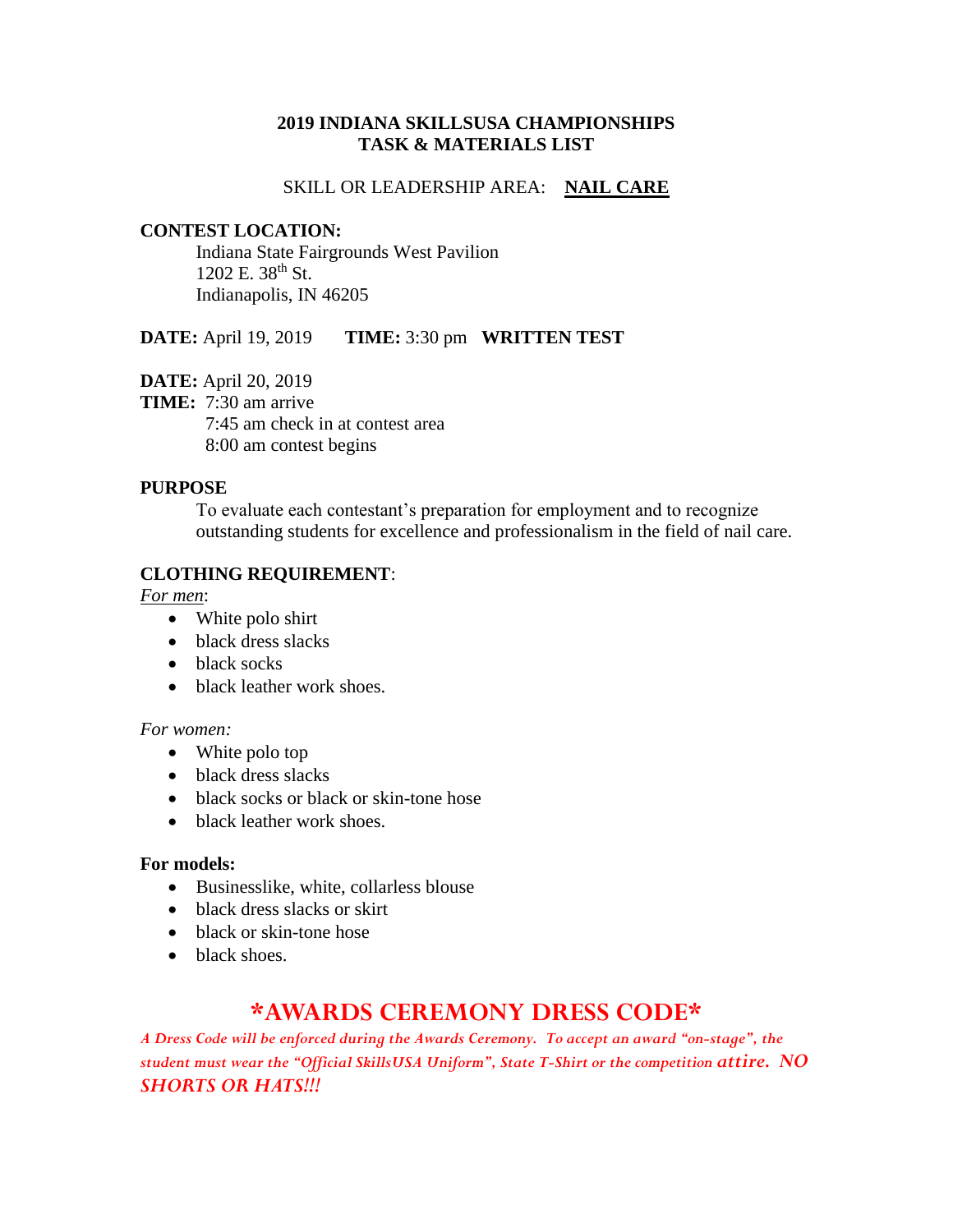# 2019 INDIANA SKILLSUSA CHAMPIONSHIPS
# TASK & MATERIALS LIST

SKILL OR LEADERSHIP AREA: **NAIL CARE**

**CONTEST LOCATION:**

Indiana State Fairgrounds West Pavilion
1202 E. 38th St.
Indianapolis, IN 46205

**DATE:** April 19, 2019 **TIME:** 3:30 pm **WRITTEN TEST**

**DATE:** April 20, 2019
**TIME:** 7:30 am arrive
7:45 am check in at contest area
8:00 am contest begins

**PURPOSE**

To evaluate each contestant's preparation for employment and to recognize outstanding students for excellence and professionalism in the field of nail care.

**CLOTHING REQUIREMENT**:

*For men*:

- White polo shirt
- black dress slacks
- black socks
- black leather work shoes.

*For women:*

- White polo top
- black dress slacks
- black socks or black or skin-tone hose
- black leather work shoes.

**For models:**

- Businesslike, white, collarless blouse
- black dress slacks or skirt
- black or skin-tone hose
- black shoes.

## *AWARDS CEREMONY DRESS CODE*

*A Dress Code will be enforced during the Awards Ceremony. To accept an award "on-stage", the student must wear the "Official SkillsUSA Uniform", State T-Shirt or the competition attire. NO SHORTS OR HATS!!!*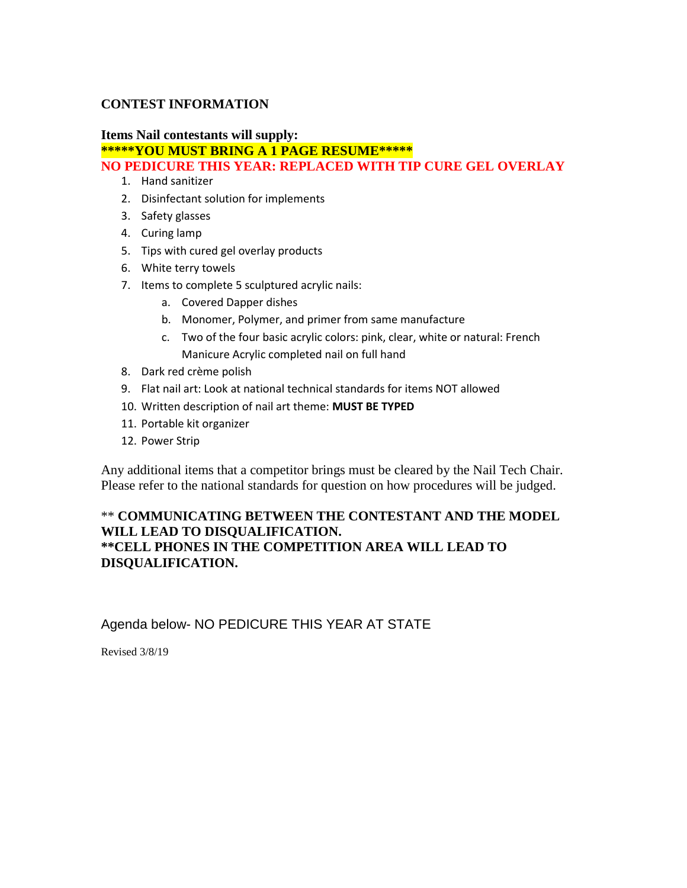## CONTEST INFORMATION

**Items Nail contestants will supply:**

**\*\*\*\*\*YOU MUST BRING A 1 PAGE RESUME\*\*\*\*\***

**NO PEDICURE THIS YEAR: REPLACED WITH TIP CURE GEL OVERLAY**

1. Hand sanitizer
2. Disinfectant solution for implements
3. Safety glasses
4. Curing lamp
5. Tips with cured gel overlay products
6. White terry towels
7. Items to complete 5 sculptured acrylic nails:
    a. Covered Dapper dishes
    b. Monomer, Polymer, and primer from same manufacture
    c. Two of the four basic acrylic colors: pink, clear, white or natural: French Manicure Acrylic completed nail on full hand
8. Dark red crème polish
9. Flat nail art: Look at national technical standards for items NOT allowed
10. Written description of nail art theme: **MUST BE TYPED**
11. Portable kit organizer
12. Power Strip

Any additional items that a competitor brings must be cleared by the Nail Tech Chair. Please refer to the national standards for question on how procedures will be judged.

\*\* **COMMUNICATING BETWEEN THE CONTESTANT AND THE MODEL WILL LEAD TO DISQUALIFICATION.**
**\*\*CELL PHONES IN THE COMPETITION AREA WILL LEAD TO DISQUALIFICATION.**

Agenda below- NO PEDICURE THIS YEAR AT STATE

Revised 3/8/19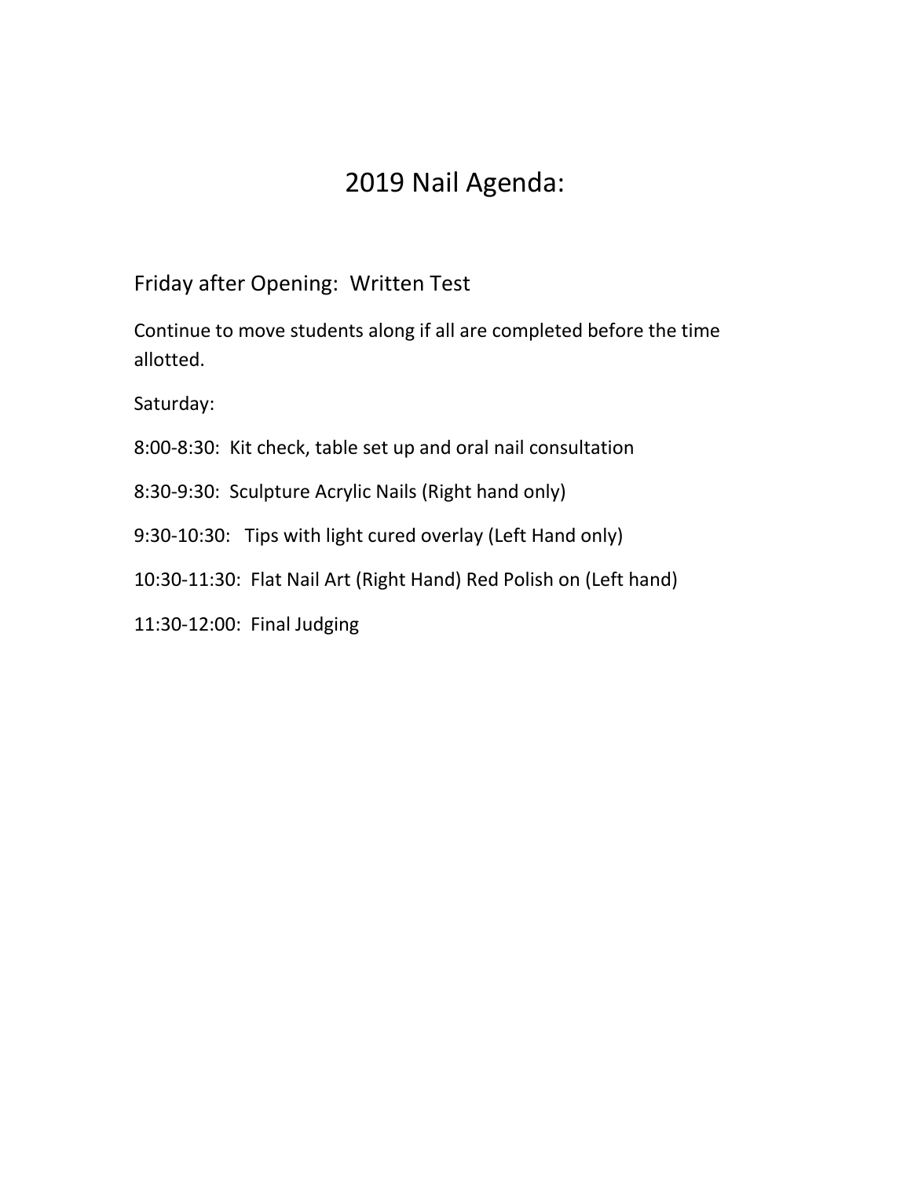# 2019 Nail Agenda:

Friday after Opening: Written Test

Continue to move students along if all are completed before the time allotted.

Saturday:

8:00-8:30: Kit check, table set up and oral nail consultation

8:30-9:30: Sculpture Acrylic Nails (Right hand only)

9:30-10:30: Tips with light cured overlay (Left Hand only)

10:30-11:30: Flat Nail Art (Right Hand) Red Polish on (Left hand)

11:30-12:00: Final Judging